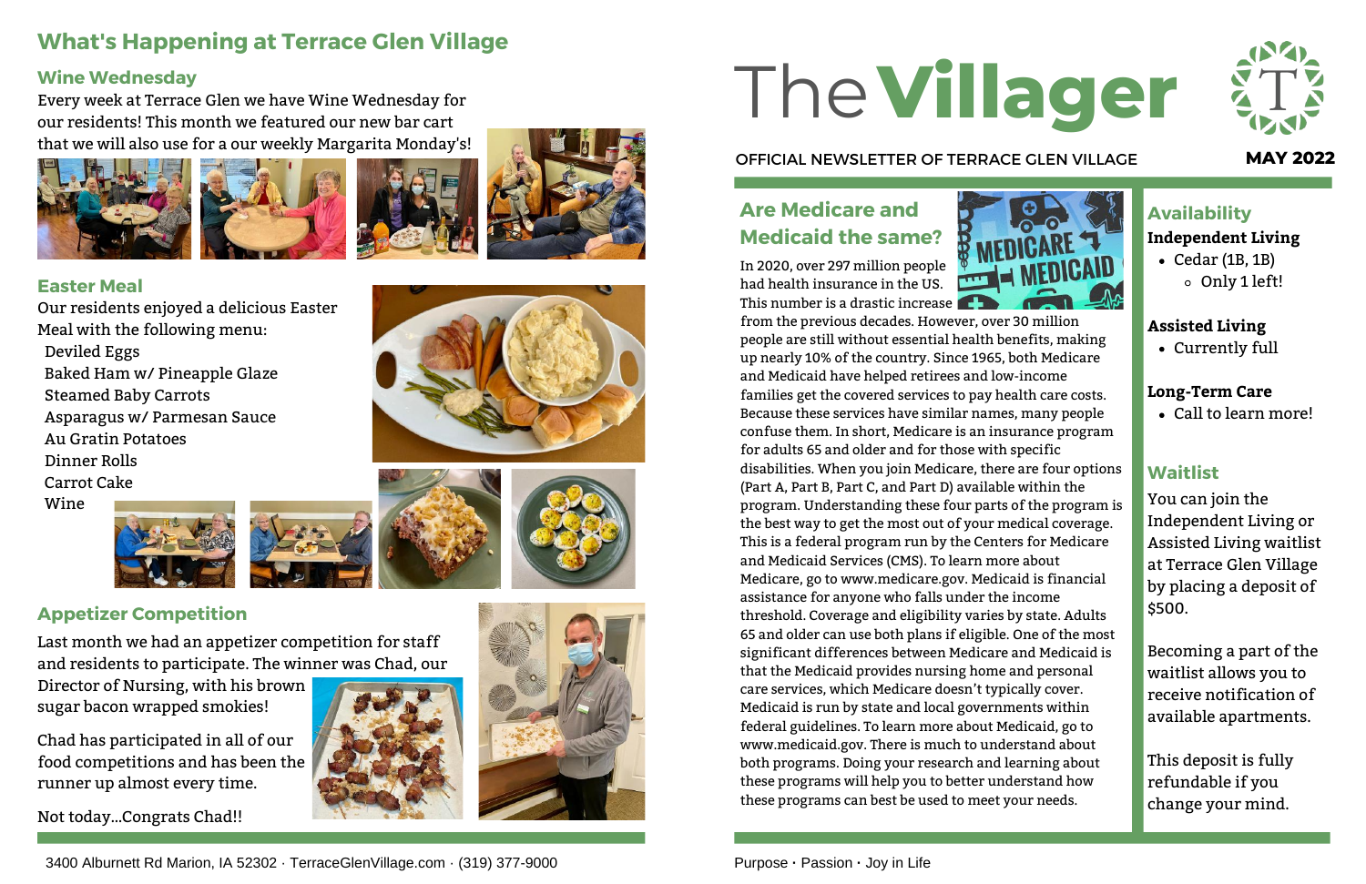# The Villager

OFFICIAL NEWSLETTER OF TERRACE GLEN VILLAGE

**MAY 2022**

## What's Happening at Terrace Glen Village

### Wine Wednesday

Every week at Terrace Glen we have Wine Wednesday for our residents! This month we featured our new bar cart that we will also use for a our weekly Margarita Monday's!

### Easter Meal

Our residents enjoyed a delicious Easter Meal with the following menu:

- Deviled Eggs
- Baked Ham w/ Pineapple Glaze
- Steamed Baby Carrots
- Asparagus w/ Parmesan Sauce
- Au Gratin Potatoes
- Dinner Rolls
- Carrot Cake
- Wine

### Appetizer Competition

Last month we had an appetizer competition for staff and residents to participate. The winner was Chad, our Director of Nursing, with his brown sugar bacon wrapped smokies!

Chad has participated in all of our food competitions and has been the runner up almost every time.

Not today...Congrats Chad!!

3400 Alburnett Rd Marion, IA 52302 · TerraceGlenVillage.com · (319) 377-9000

## Are Medicare and Medicaid the same?

In 2020, over 297 million people had health insurance in the US. This number is a drastic increase from the previous decades. However, over 30 million people are still without essential health benefits, making up nearly 10% of the country. Since 1965, both Medicare and Medicaid have helped retirees and low-income families get the covered services to pay health care costs. Because these services have similar names, many people confuse them. In short, Medicare is an insurance program for adults 65 and older and for those with specific disabilities. When you join Medicare, there are four options (Part A, Part B, Part C, and Part D) available within the program. Understanding these four parts of the program is the best way to get the most out of your medical coverage. This is a federal program run by the Centers for Medicare and Medicaid Services (CMS). To learn more about Medicare, go to www.medicare.gov. Medicaid is financial assistance for anyone who falls under the income threshold. Coverage and eligibility varies by state. Adults 65 and older can use both plans if eligible. One of the most significant differences between Medicare and Medicaid is that the Medicaid provides nursing home and personal care services, which Medicare doesn't typically cover. Medicaid is run by state and local governments within federal guidelines. To learn more about Medicaid, go to www.medicaid.gov. There is much to understand about both programs. Doing your research and learning about these programs will help you to better understand how these programs can best be used to meet your needs.

## Availability

**Independent Living**

- Cedar (1B, 1B)
  - Only 1 left!

**Assisted Living**

- Currently full

**Long-Term Care**

- Call to learn more!

## Waitlist

You can join the Independent Living or Assisted Living waitlist at Terrace Glen Village by placing a deposit of $500.

Becoming a part of the waitlist allows you to receive notification of available apartments.

This deposit is fully refundable if you change your mind.

Purpose · Passion · Joy in Life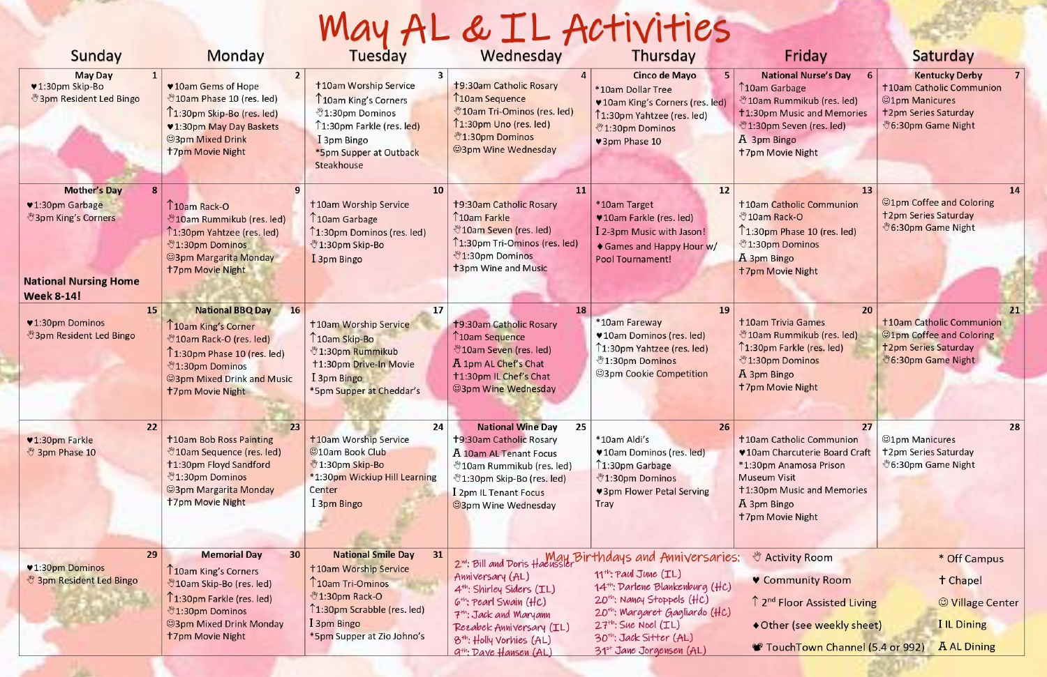# May AL & IL Activities

| Sunday | Monday | Tuesday | Wednesday | Thursday | Friday | Saturday |
|---|---|---|---|---|---|---|
| **May Day** 1<br>♥1:30pm Skip-Bo<br>☙3pm Resident Led Bingo | 2<br>♥10am Gems of Hope<br>☙10am Phase 10 (res. led)<br>↑1:30pm Skip-Bo (res. led)<br>♥1:30pm May Day Baskets<br>☺3pm Mixed Drink<br>✝7pm Movie Night | 3<br>✝10am Worship Service<br>↑10am King's Corners<br>☙1:30pm Dominos<br>↑1:30pm Farkle (res. led)<br>I 3pm Bingo<br>*5pm Supper at Outback Steakhouse | 4<br>✝9:30am Catholic Rosary<br>↑10am Sequence<br>☙10am Tri-Ominos (res. led)<br>↑1:30pm Uno (res. led)<br>☙1:30pm Dominos<br>☺3pm Wine Wednesday | **Cinco de Mayo** 5<br>*10am Dollar Tree<br>♥10am King's Corners (res. led)<br>↑1:30pm Yahtzee (res. led)<br>☙1:30pm Dominos<br>♥3pm Phase 10 | **National Nurse's Day** 6<br>↑10am Garbage<br>☙10am Rummikub (res. led)<br>✝1:30pm Music and Memories<br>☙1:30pm Seven (res. led)<br>A 3pm Bingo<br>✝7pm Movie Night | **Kentucky Derby** 7<br>✝10am Catholic Communion<br>☺1pm Manicures<br>✝2pm Series Saturday<br>☙6:30pm Game Night |
| **Mother's Day** 8<br>♥1:30pm Garbage<br>☙3pm King's Corners<br><br>**National Nursing Home Week 8-14!** | 9<br>↑10am Rack-O<br>☙10am Rummikub (res. led)<br>↑1:30pm Yahtzee (res. led)<br>☙1:30pm Dominos<br>☺3pm Margarita Monday<br>✝7pm Movie Night | 10<br>✝10am Worship Service<br>↑10am Garbage<br>↑1:30pm Dominos (res. led)<br>☙1:30pm Skip-Bo<br>I 3pm Bingo | 11<br>✝9:30am Catholic Rosary<br>↑10am Farkle<br>☙10am Seven (res. led)<br>↑1:30pm Tri-Ominos (res. led)<br>☙1:30pm Dominos<br>✝3pm Wine and Music | 12<br>*10am Target<br>♥10am Farkle (res. led)<br>I 2-3pm Music with Jason!<br>♦Games and Happy Hour w/ Pool Tournament! | 13<br>✝10am Catholic Communion<br>☙10am Rack-O<br>↑1:30pm Phase 10 (res. led)<br>☙1:30pm Dominos<br>A 3pm Bingo<br>✝7pm Movie Night | 14<br>☺1pm Coffee and Coloring<br>✝2pm Series Saturday<br>☙6:30pm Game Night |
| 15<br>♥1:30pm Dominos<br>☙3pm Resident Led Bingo | **National BBQ Day** 16<br>↑10am King's Corner<br>☙10am Rack-O (res. led)<br>↑1:30pm Phase 10 (res. led)<br>☙1:30pm Dominos<br>☺3pm Mixed Drink and Music<br>✝7pm Movie Night | 17<br>✝10am Worship Service<br>↑10am Skip-Bo<br>☙1:30pm Rummikub<br>✝1:30pm Drive-In Movie<br>I 3pm Bingo<br>*5pm Supper at Cheddar's | 18<br>✝9:30am Catholic Rosary<br>↑10am Sequence<br>☙10am Seven (res. led)<br>A 1pm AL Chef's Chat<br>✝1:30pm IL Chef's Chat<br>☺3pm Wine Wednesday | 19<br>*10am Fareway<br>♥10am Dominos (res. led)<br>↑1:30pm Yahtzee (res. led)<br>☙1:30pm Dominos<br>☺3pm Cookie Competition | 20<br>✝10am Trivia Games<br>☙10am Rummikub (res. led)<br>↑1:30pm Farkle (res. led)<br>☙1:30pm Dominos<br>A 3pm Bingo<br>✝7pm Movie Night | 21<br>✝10am Catholic Communion<br>☺1pm Coffee and Coloring<br>✝2pm Series Saturday<br>☙6:30pm Game Night |
| 22<br>♥1:30pm Farkle<br>☙3pm Phase 10 | 23<br>✝10am Bob Ross Painting<br>☙10am Sequence (res. led)<br>✝1:30pm Floyd Sandford<br>☙1:30pm Dominos<br>☺3pm Margarita Monday<br>✝7pm Movie Night | 24<br>✝10am Worship Service<br>☺10am Book Club<br>☙1:30pm Skip-Bo<br>*1:30pm Wickiup Hill Learning Center<br>I 3pm Bingo | **National Wine Day** 25<br>✝9:30am Catholic Rosary<br>A 10am AL Tenant Focus<br>☙10am Rummikub (res. led)<br>☙1:30pm Skip-Bo (res. led)<br>I 2pm IL Tenant Focus<br>☺3pm Wine Wednesday | 26<br>*10am Aldi's<br>♥10am Dominos (res. led)<br>↑1:30pm Garbage<br>☙1:30pm Dominos<br>♥3pm Flower Petal Serving Tray | 27<br>✝10am Catholic Communion<br>♥10am Charcuterie Board Craft<br>*1:30pm Anamosa Prison Museum Visit<br>✝1:30pm Music and Memories<br>A 3pm Bingo<br>✝7pm Movie Night | 28<br>☺1pm Manicures<br>✝2pm Series Saturday<br>☙6:30pm Game Night |
| 29<br>♥1:30pm Dominos<br>☙3pm Resident Led Bingo | **Memorial Day** 30<br>↑10am King's Corners<br>☙10am Skip-Bo (res. led)<br>↑1:30pm Farkle (res. led)<br>☙1:30pm Dominos<br>☺3pm Mixed Drink Monday<br>✝7pm Movie Night | **National Smile Day** 31<br>✝10am Worship Service<br>↑10am Tri-Ominos<br>☙1:30pm Rack-O<br>↑1:30pm Scrabble (res. led)<br>I 3pm Bingo<br>*5pm Supper at Zio Johno's | | | | |

## May Birthdays and Anniversaries:

- 2nd: Bill and Doris Haeussler Anniversary (AL)
- 4th: Shirley Siders (IL)
- 6th: Pearl Swain (HC)
- 7th: Jack and Maryann Rezabek Anniversary (IL)
- 8th: Holly Vorhies (AL)
- 9th: Dave Hansen (AL)
- 11th: Paul June (IL)
- 14th: Darlene Blankenburg (HC)
- 20th: Nancy Stoppels (HC)
- 20th: Margaret Gagliardo (HC)
- 27th: Sue Noel (IL)
- 30th: Jack Sitter (AL)
- 31st: Jane Jorgensen (AL)

## Key

- ☙ Activity Room
- ♥ Community Room
- ↑ 2nd Floor Assisted Living
- ♦ Other (see weekly sheet)
- ☙ TouchTown Channel (5.4 or 992)
- * Off Campus
- ✝ Chapel
- ☺ Village Center
- I IL Dining
- A AL Dining